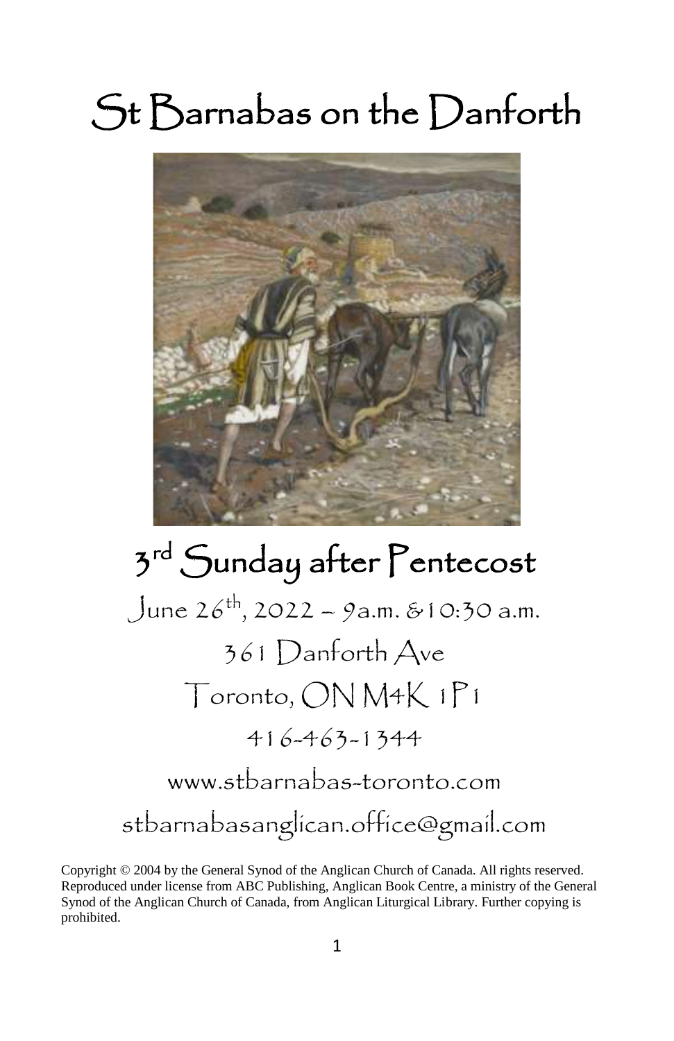# St Barnabas on the Danforth

## 3rd Sunday after Pentecost

June 26th, 2022 – 9a.m. &10:30 a.m.

361 Danforth Ave

Toronto, ON M4K 1P1

416-463-1344

www.stbarnabas-toronto.com

stbarnabasanglican.office@gmail.com

Copyright © 2004 by the General Synod of the Anglican Church of Canada. All rights reserved. Reproduced under license from ABC Publishing, Anglican Book Centre, a ministry of the General Synod of the Anglican Church of Canada, from Anglican Liturgical Library. Further copying is prohibited.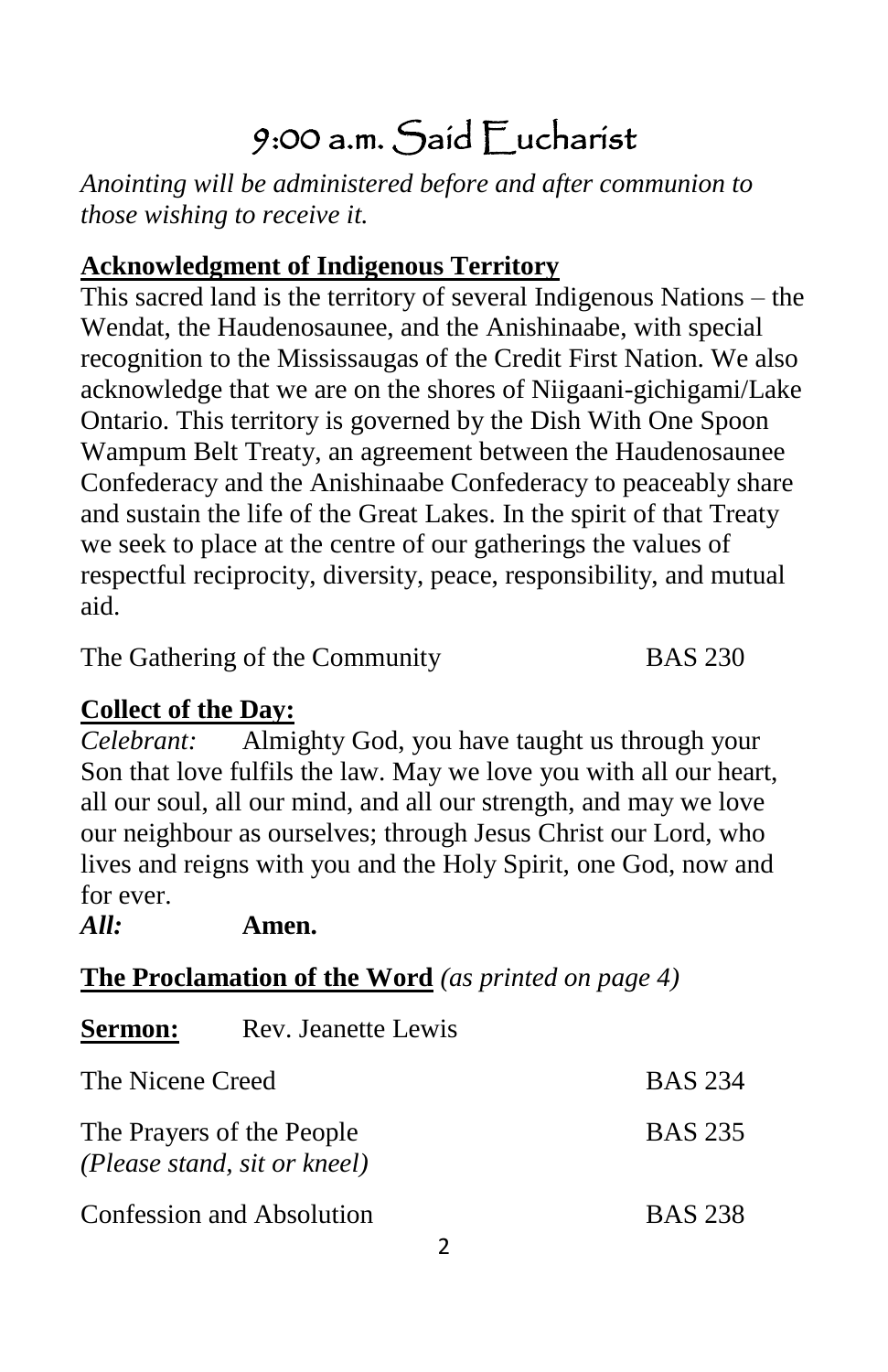# 9:00 a.m. Said Eucharist

*Anointing will be administered before and after communion to those wishing to receive it.*

**Acknowledgment of Indigenous Territory**

This sacred land is the territory of several Indigenous Nations – the Wendat, the Haudenosaunee, and the Anishinaabe, with special recognition to the Mississaugas of the Credit First Nation. We also acknowledge that we are on the shores of Niigaani-gichigami/Lake Ontario. This territory is governed by the Dish With One Spoon Wampum Belt Treaty, an agreement between the Haudenosaunee Confederacy and the Anishinaabe Confederacy to peaceably share and sustain the life of the Great Lakes. In the spirit of that Treaty we seek to place at the centre of our gatherings the values of respectful reciprocity, diversity, peace, responsibility, and mutual aid.

The Gathering of the Community — BAS 230

**Collect of the Day:**

*Celebrant:* Almighty God, you have taught us through your Son that love fulfils the law. May we love you with all our heart, all our soul, all our mind, and all our strength, and may we love our neighbour as ourselves; through Jesus Christ our Lord, who lives and reigns with you and the Holy Spirit, one God, now and for ever.

***All:*** **Amen.**

**The Proclamation of the Word** *(as printed on page 4)*

**Sermon:** Rev. Jeanette Lewis

The Nicene Creed — BAS 234

The Prayers of the People — BAS 235
*(Please stand, sit or kneel)*

Confession and Absolution — BAS 238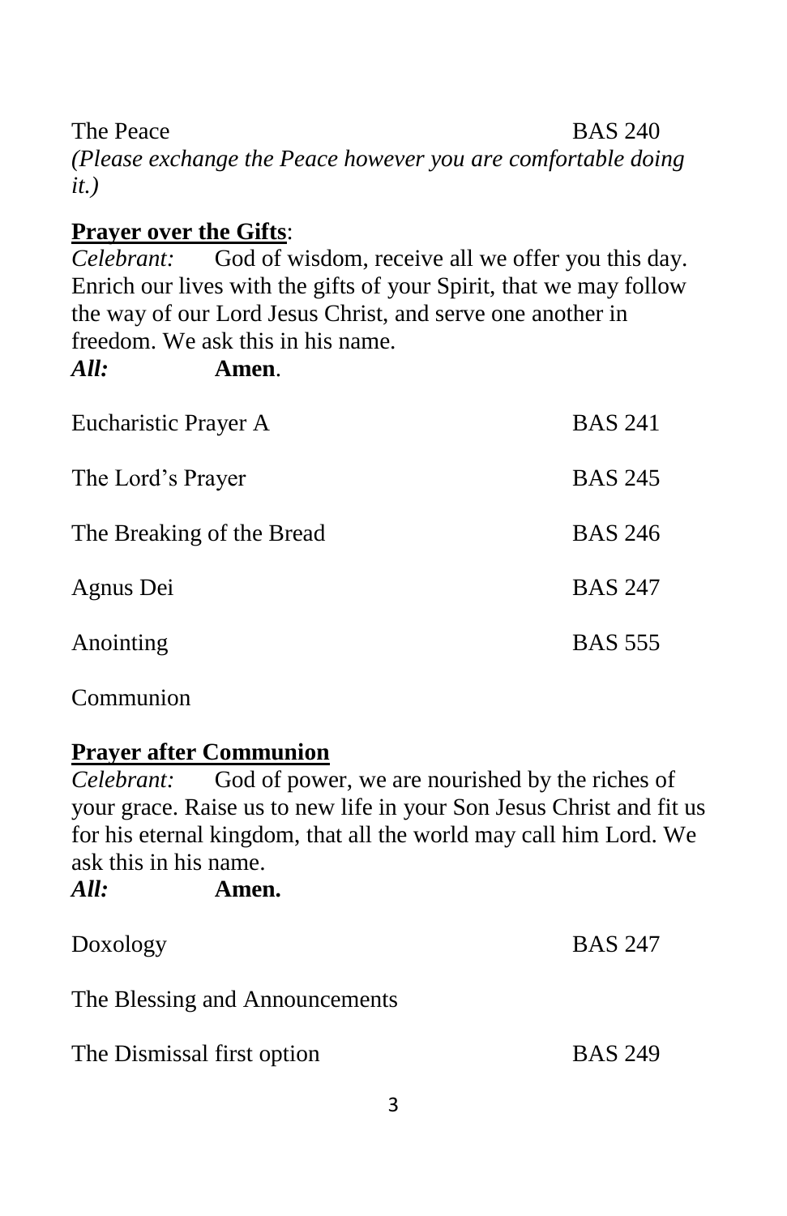The Peace BAS 240

*(Please exchange the Peace however you are comfortable doing it.)*

**Prayer over the Gifts**:

*Celebrant:* God of wisdom, receive all we offer you this day. Enrich our lives with the gifts of your Spirit, that we may follow the way of our Lord Jesus Christ, and serve one another in freedom. We ask this in his name.

***All:*** **Amen**.

Eucharistic Prayer A BAS 241

The Lord's Prayer BAS 245

The Breaking of the Bread BAS 246

Agnus Dei BAS 247

Anointing BAS 555

Communion

**Prayer after Communion**

*Celebrant:* God of power, we are nourished by the riches of your grace. Raise us to new life in your Son Jesus Christ and fit us for his eternal kingdom, that all the world may call him Lord. We ask this in his name.

***All:*** **Amen.**

Doxology BAS 247

The Blessing and Announcements

The Dismissal first option BAS 249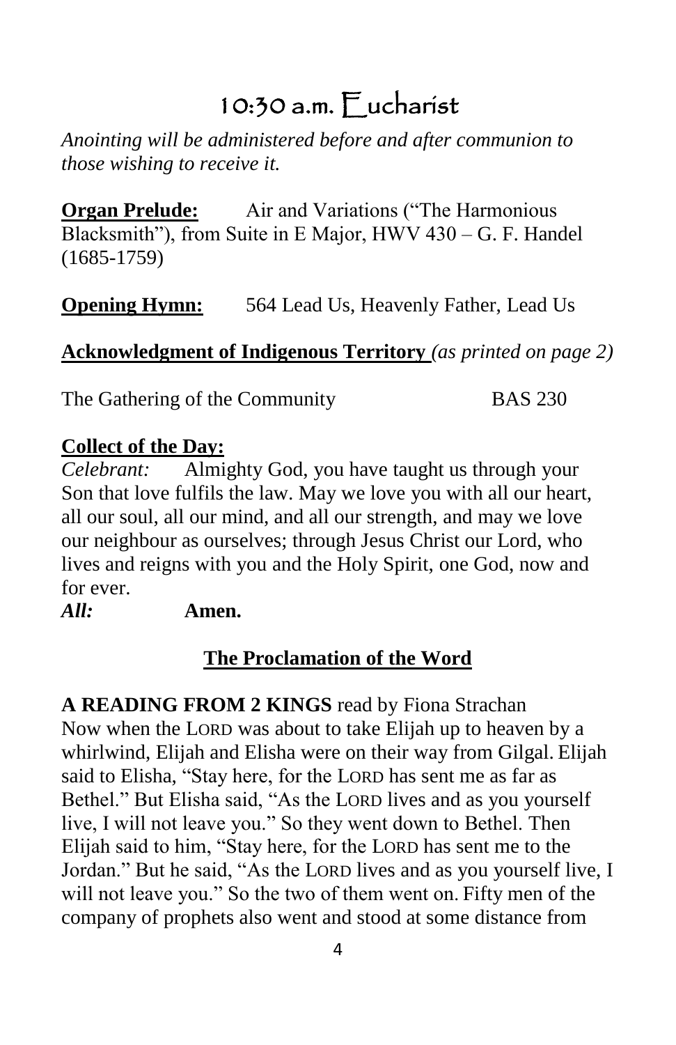# 10:30 a.m. Eucharist

*Anointing will be administered before and after communion to those wishing to receive it.*

**Organ Prelude:** Air and Variations ("The Harmonious Blacksmith"), from Suite in E Major, HWV 430 – G. F. Handel (1685-1759)

**Opening Hymn:** 564 Lead Us, Heavenly Father, Lead Us

**Acknowledgment of Indigenous Territory** *(as printed on page 2)*

The Gathering of the Community BAS 230

**Collect of the Day:**

*Celebrant:* Almighty God, you have taught us through your Son that love fulfils the law. May we love you with all our heart, all our soul, all our mind, and all our strength, and may we love our neighbour as ourselves; through Jesus Christ our Lord, who lives and reigns with you and the Holy Spirit, one God, now and for ever.

***All:*** **Amen.**

## The Proclamation of the Word

**A READING FROM 2 KINGS** read by Fiona Strachan

Now when the LORD was about to take Elijah up to heaven by a whirlwind, Elijah and Elisha were on their way from Gilgal. Elijah said to Elisha, "Stay here, for the LORD has sent me as far as Bethel." But Elisha said, "As the LORD lives and as you yourself live, I will not leave you." So they went down to Bethel. Then Elijah said to him, "Stay here, for the LORD has sent me to the Jordan." But he said, "As the LORD lives and as you yourself live, I will not leave you." So the two of them went on. Fifty men of the company of prophets also went and stood at some distance from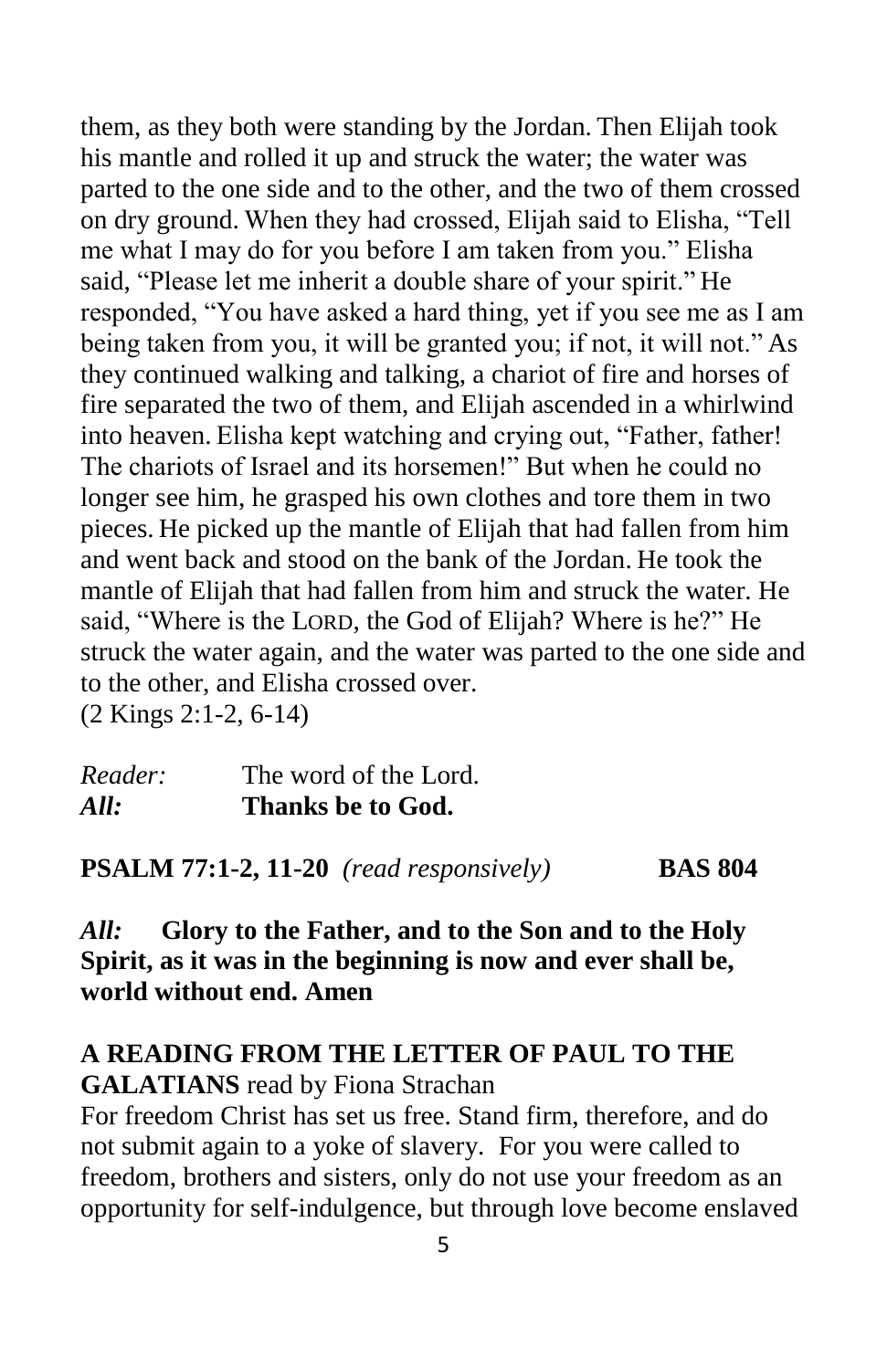them, as they both were standing by the Jordan. Then Elijah took his mantle and rolled it up and struck the water; the water was parted to the one side and to the other, and the two of them crossed on dry ground. When they had crossed, Elijah said to Elisha, "Tell me what I may do for you before I am taken from you." Elisha said, "Please let me inherit a double share of your spirit." He responded, "You have asked a hard thing, yet if you see me as I am being taken from you, it will be granted you; if not, it will not." As they continued walking and talking, a chariot of fire and horses of fire separated the two of them, and Elijah ascended in a whirlwind into heaven. Elisha kept watching and crying out, "Father, father! The chariots of Israel and its horsemen!" But when he could no longer see him, he grasped his own clothes and tore them in two pieces. He picked up the mantle of Elijah that had fallen from him and went back and stood on the bank of the Jordan. He took the mantle of Elijah that had fallen from him and struck the water. He said, "Where is the LORD, the God of Elijah? Where is he?" He struck the water again, and the water was parted to the one side and to the other, and Elisha crossed over.
(2 Kings 2:1-2, 6-14)

*Reader:* The word of the Lord.
*All:* **Thanks be to God.**

**PSALM 77:1-2, 11-20** *(read responsively)* **BAS 804**

*All:* **Glory to the Father, and to the Son and to the Holy Spirit, as it was in the beginning is now and ever shall be, world without end. Amen**

**A READING FROM THE LETTER OF PAUL TO THE GALATIANS** read by Fiona Strachan

For freedom Christ has set us free. Stand firm, therefore, and do not submit again to a yoke of slavery. For you were called to freedom, brothers and sisters, only do not use your freedom as an opportunity for self-indulgence, but through love become enslaved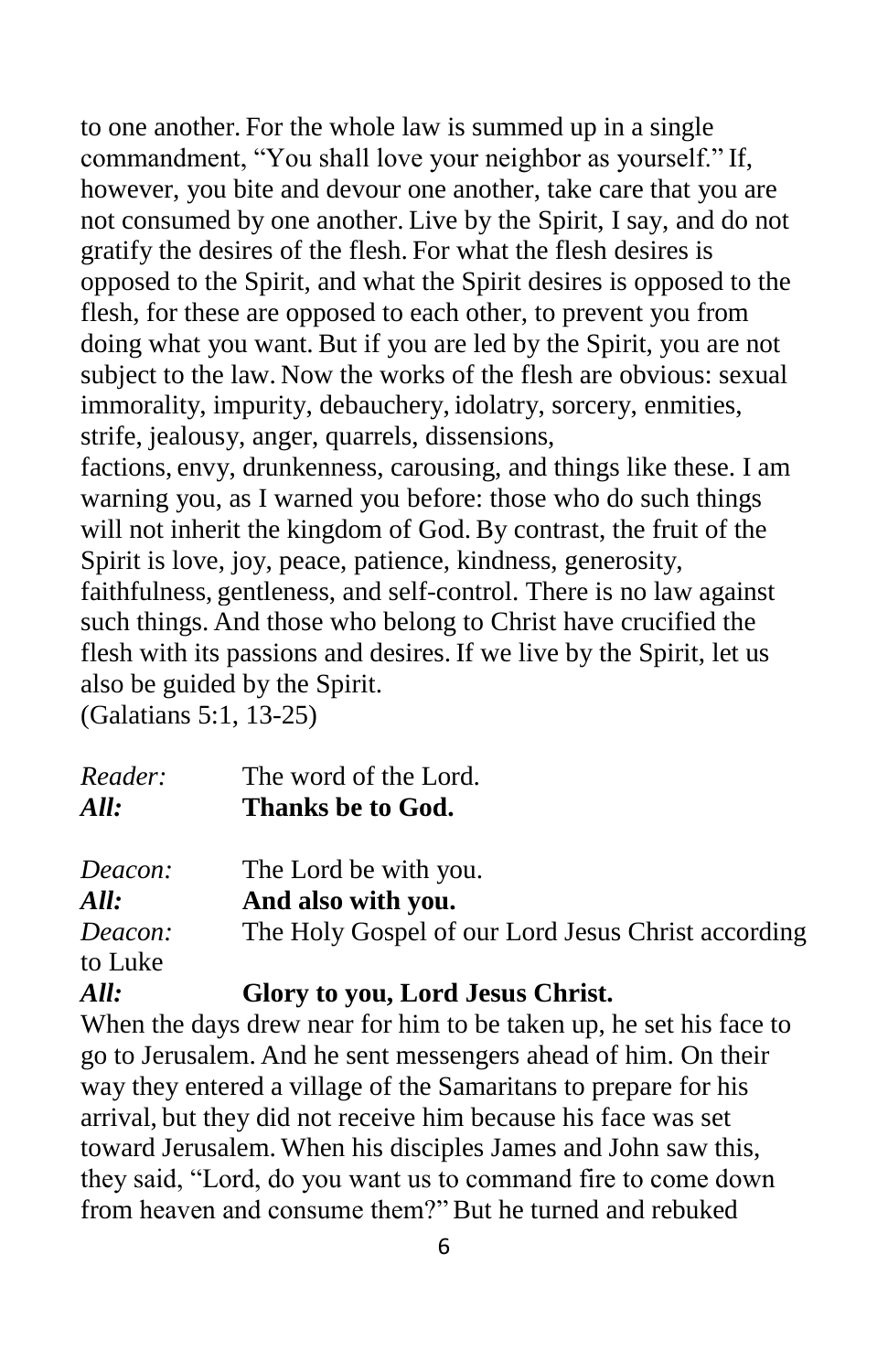to one another. For the whole law is summed up in a single commandment, "You shall love your neighbor as yourself." If, however, you bite and devour one another, take care that you are not consumed by one another. Live by the Spirit, I say, and do not gratify the desires of the flesh. For what the flesh desires is opposed to the Spirit, and what the Spirit desires is opposed to the flesh, for these are opposed to each other, to prevent you from doing what you want. But if you are led by the Spirit, you are not subject to the law. Now the works of the flesh are obvious: sexual immorality, impurity, debauchery, idolatry, sorcery, enmities, strife, jealousy, anger, quarrels, dissensions, factions, envy, drunkenness, carousing, and things like these. I am warning you, as I warned you before: those who do such things will not inherit the kingdom of God. By contrast, the fruit of the Spirit is love, joy, peace, patience, kindness, generosity, faithfulness, gentleness, and self-control. There is no law against such things. And those who belong to Christ have crucified the flesh with its passions and desires. If we live by the Spirit, let us also be guided by the Spirit.
(Galatians 5:1, 13-25)

*Reader:* The word of the Lord.
***All:*** **Thanks be to God.**

*Deacon:* The Lord be with you.
***All:*** **And also with you.**
*Deacon:* The Holy Gospel of our Lord Jesus Christ according to Luke
***All:*** **Glory to you, Lord Jesus Christ.**

When the days drew near for him to be taken up, he set his face to go to Jerusalem. And he sent messengers ahead of him. On their way they entered a village of the Samaritans to prepare for his arrival, but they did not receive him because his face was set toward Jerusalem. When his disciples James and John saw this, they said, "Lord, do you want us to command fire to come down from heaven and consume them?" But he turned and rebuked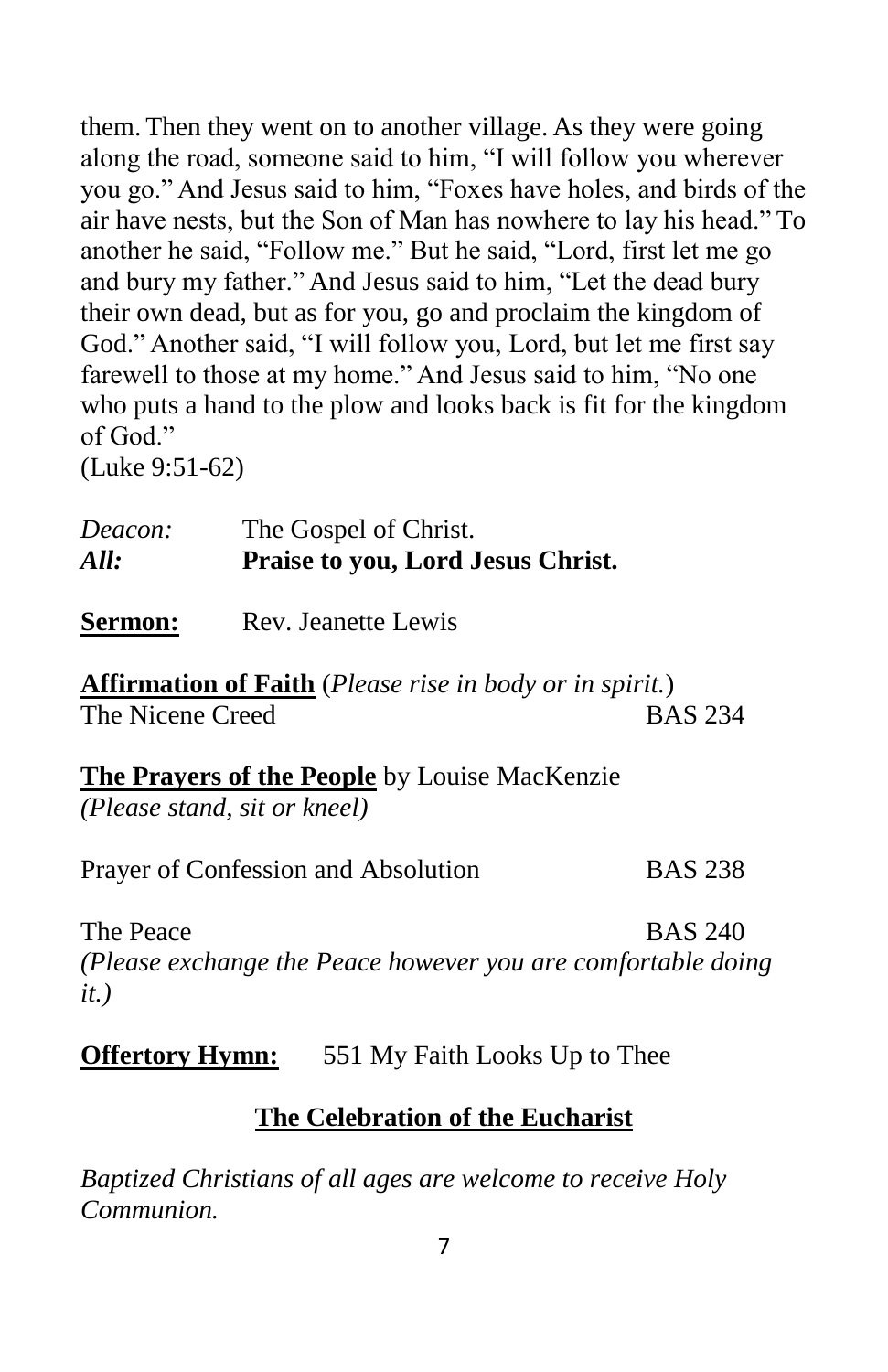them. Then they went on to another village. As they were going along the road, someone said to him, "I will follow you wherever you go." And Jesus said to him, "Foxes have holes, and birds of the air have nests, but the Son of Man has nowhere to lay his head." To another he said, "Follow me." But he said, "Lord, first let me go and bury my father." And Jesus said to him, "Let the dead bury their own dead, but as for you, go and proclaim the kingdom of God." Another said, "I will follow you, Lord, but let me first say farewell to those at my home." And Jesus said to him, "No one who puts a hand to the plow and looks back is fit for the kingdom of God."
(Luke 9:51-62)

*Deacon:* The Gospel of Christ.
***All:*** **Praise to you, Lord Jesus Christ.**

**Sermon:** Rev. Jeanette Lewis

**Affirmation of Faith** (*Please rise in body or in spirit.*)
The Nicene Creed BAS 234

**The Prayers of the People** by Louise MacKenzie
*(Please stand, sit or kneel)*

Prayer of Confession and Absolution BAS 238

The Peace BAS 240
*(Please exchange the Peace however you are comfortable doing it.)*

**Offertory Hymn:** 551 My Faith Looks Up to Thee

## The Celebration of the Eucharist

*Baptized Christians of all ages are welcome to receive Holy Communion.*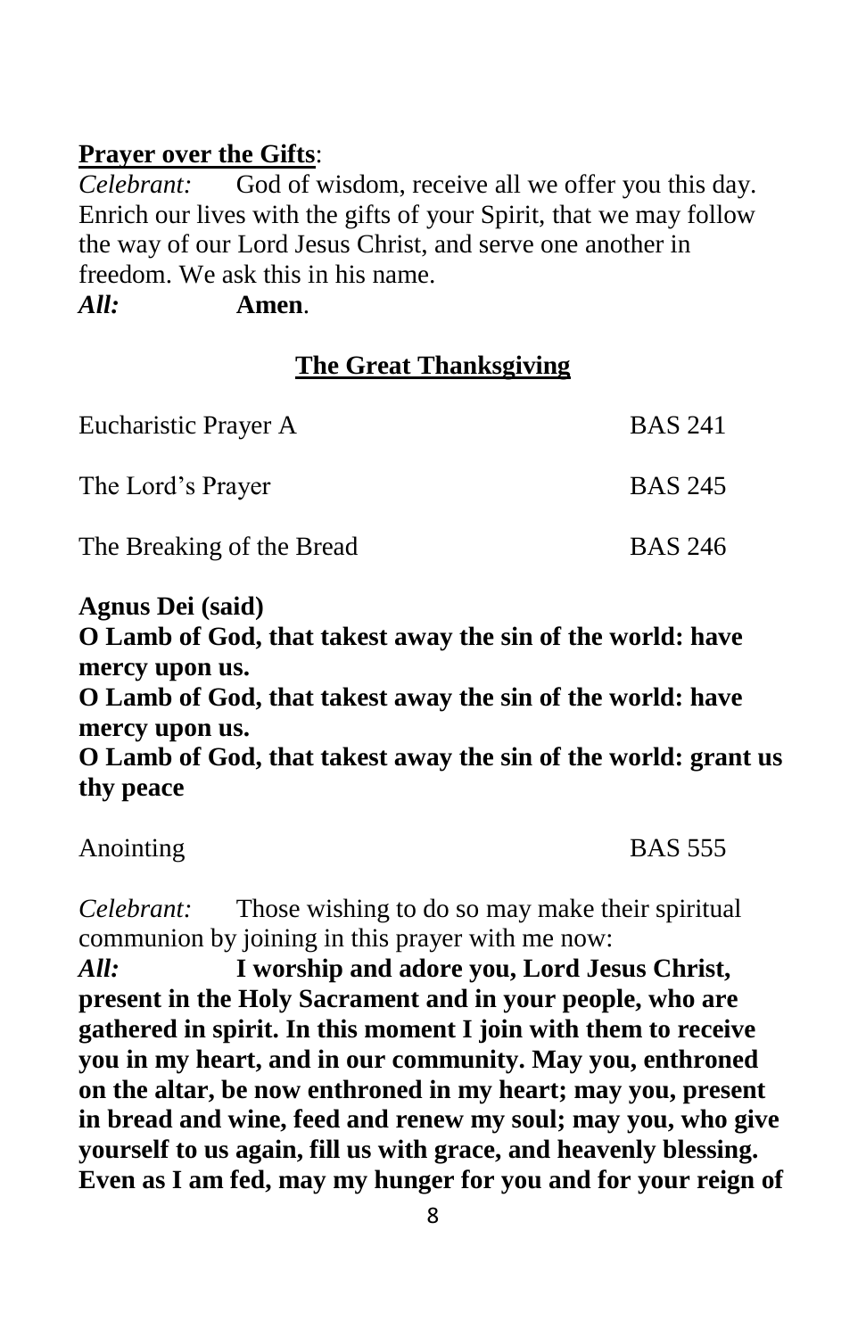**Prayer over the Gifts**:

*Celebrant:* God of wisdom, receive all we offer you this day. Enrich our lives with the gifts of your Spirit, that we may follow the way of our Lord Jesus Christ, and serve one another in freedom. We ask this in his name.

***All:*** **Amen**.

## The Great Thanksgiving

| | |
|---|---|
| Eucharistic Prayer A | BAS 241 |
| The Lord's Prayer | BAS 245 |
| The Breaking of the Bread | BAS 246 |

**Agnus Dei (said)**

**O Lamb of God, that takest away the sin of the world: have mercy upon us.**
**O Lamb of God, that takest away the sin of the world: have mercy upon us.**
**O Lamb of God, that takest away the sin of the world: grant us thy peace**

| | |
|---|---|
| Anointing | BAS 555 |

*Celebrant:* Those wishing to do so may make their spiritual communion by joining in this prayer with me now:

***All:*** **I worship and adore you, Lord Jesus Christ, present in the Holy Sacrament and in your people, who are gathered in spirit. In this moment I join with them to receive you in my heart, and in our community. May you, enthroned on the altar, be now enthroned in my heart; may you, present in bread and wine, feed and renew my soul; may you, who give yourself to us again, fill us with grace, and heavenly blessing. Even as I am fed, may my hunger for you and for your reign of**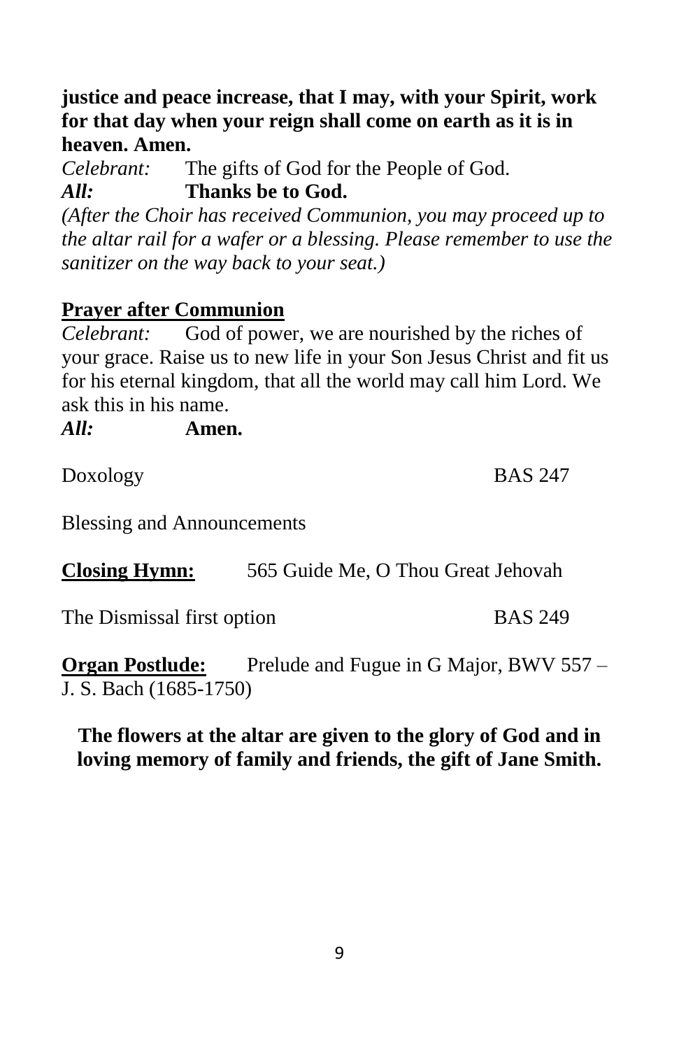**justice and peace increase, that I may, with your Spirit, work for that day when your reign shall come on earth as it is in heaven. Amen.**

*Celebrant:* The gifts of God for the People of God.
***All:*** **Thanks be to God.**

*(After the Choir has received Communion, you may proceed up to the altar rail for a wafer or a blessing. Please remember to use the sanitizer on the way back to your seat.)*

**Prayer after Communion**

*Celebrant:* God of power, we are nourished by the riches of your grace. Raise us to new life in your Son Jesus Christ and fit us for his eternal kingdom, that all the world may call him Lord. We ask this in his name.
***All:*** **Amen.**

Doxology BAS 247

Blessing and Announcements

**Closing Hymn:** 565 Guide Me, O Thou Great Jehovah

The Dismissal first option BAS 249

**Organ Postlude:** Prelude and Fugue in G Major, BWV 557 – J. S. Bach (1685-1750)

**The flowers at the altar are given to the glory of God and in loving memory of family and friends, the gift of Jane Smith.**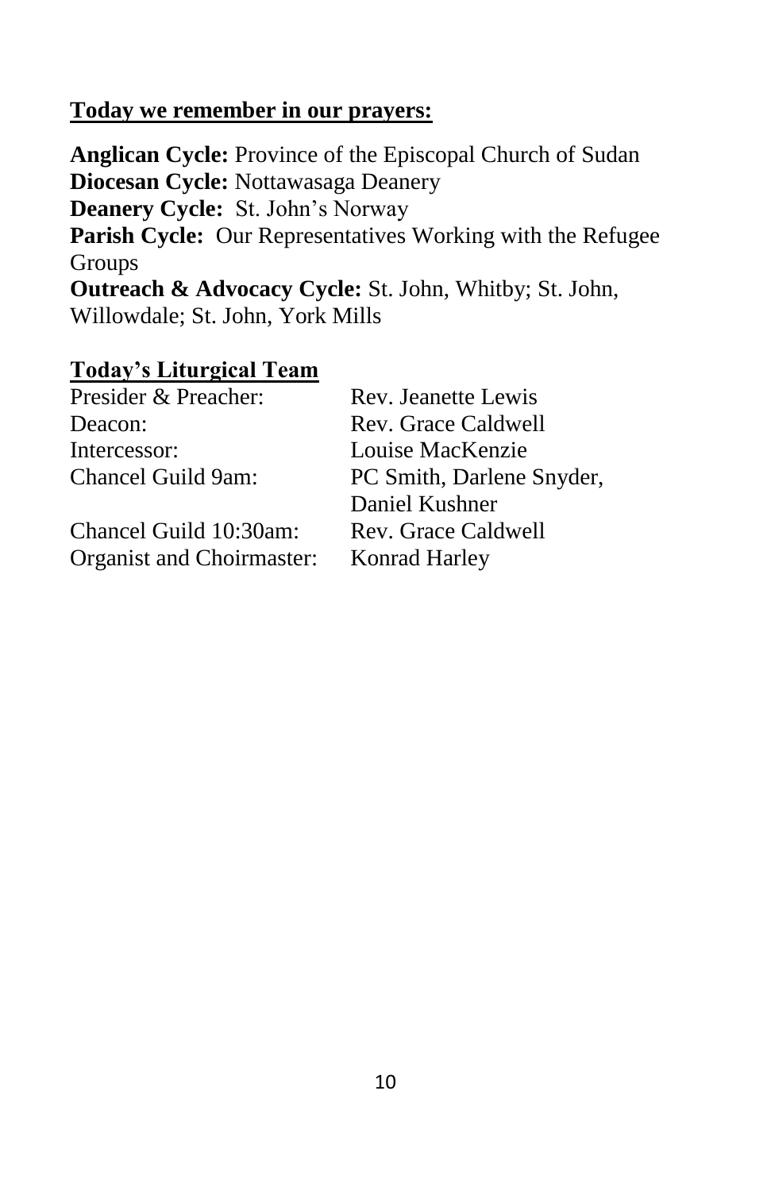**Today we remember in our prayers:**

**Anglican Cycle:** Province of the Episcopal Church of Sudan
**Diocesan Cycle:** Nottawasaga Deanery
**Deanery Cycle:** St. John's Norway
**Parish Cycle:** Our Representatives Working with the Refugee Groups
**Outreach & Advocacy Cycle:** St. John, Whitby; St. John, Willowdale; St. John, York Mills

**Today's Liturgical Team**

| | |
|---|---|
| Presider & Preacher: | Rev. Jeanette Lewis |
| Deacon: | Rev. Grace Caldwell |
| Intercessor: | Louise MacKenzie |
| Chancel Guild 9am: | PC Smith, Darlene Snyder, Daniel Kushner |
| Chancel Guild 10:30am: | Rev. Grace Caldwell |
| Organist and Choirmaster: | Konrad Harley |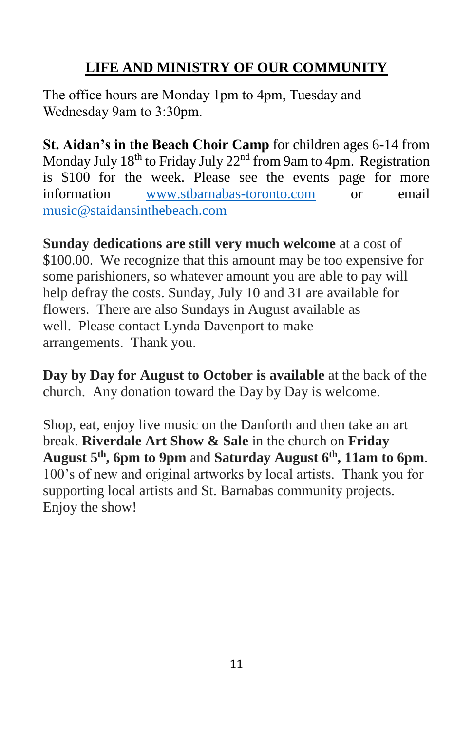## LIFE AND MINISTRY OF OUR COMMUNITY

The office hours are Monday 1pm to 4pm, Tuesday and Wednesday 9am to 3:30pm.

**St. Aidan's in the Beach Choir Camp** for children ages 6-14 from Monday July 18th to Friday July 22nd from 9am to 4pm. Registration is $100 for the week. Please see the events page for more information www.stbarnabas-toronto.com or email music@staidansinthebeach.com

**Sunday dedications are still very much welcome** at a cost of $100.00. We recognize that this amount may be too expensive for some parishioners, so whatever amount you are able to pay will help defray the costs. Sunday, July 10 and 31 are available for flowers. There are also Sundays in August available as well. Please contact Lynda Davenport to make arrangements. Thank you.

**Day by Day for August to October is available** at the back of the church. Any donation toward the Day by Day is welcome.

Shop, eat, enjoy live music on the Danforth and then take an art break. **Riverdale Art Show & Sale** in the church on **Friday August 5th, 6pm to 9pm** and **Saturday August 6th, 11am to 6pm**. 100's of new and original artworks by local artists. Thank you for supporting local artists and St. Barnabas community projects. Enjoy the show!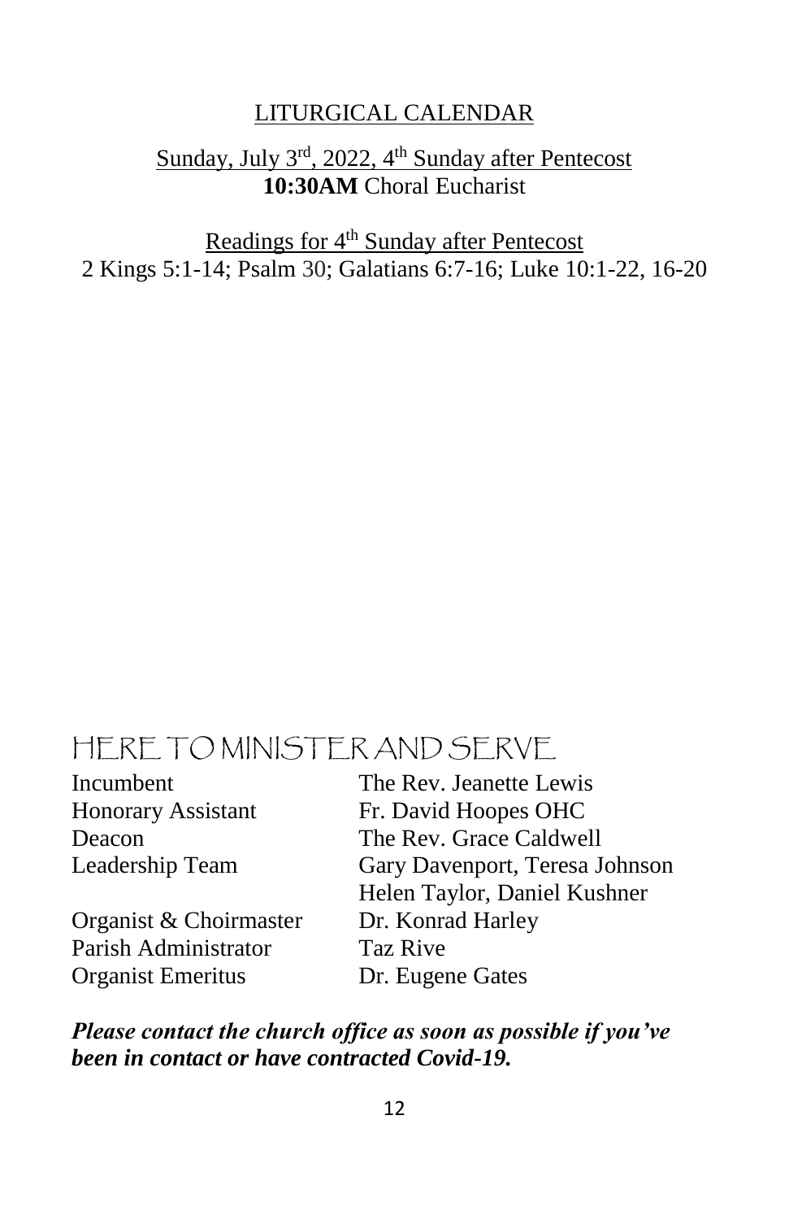## LITURGICAL CALENDAR

Sunday, July 3rd, 2022, 4th Sunday after Pentecost
**10:30AM** Choral Eucharist

Readings for 4th Sunday after Pentecost
2 Kings 5:1-14; Psalm 30; Galatians 6:7-16; Luke 10:1-22, 16-20

## HERE TO MINISTER AND SERVE

| | |
|---|---|
| Incumbent | The Rev. Jeanette Lewis |
| Honorary Assistant | Fr. David Hoopes OHC |
| Deacon | The Rev. Grace Caldwell |
| Leadership Team | Gary Davenport, Teresa Johnson<br>Helen Taylor, Daniel Kushner |
| Organist & Choirmaster | Dr. Konrad Harley |
| Parish Administrator | Taz Rive |
| Organist Emeritus | Dr. Eugene Gates |

***Please contact the church office as soon as possible if you've been in contact or have contracted Covid-19.***